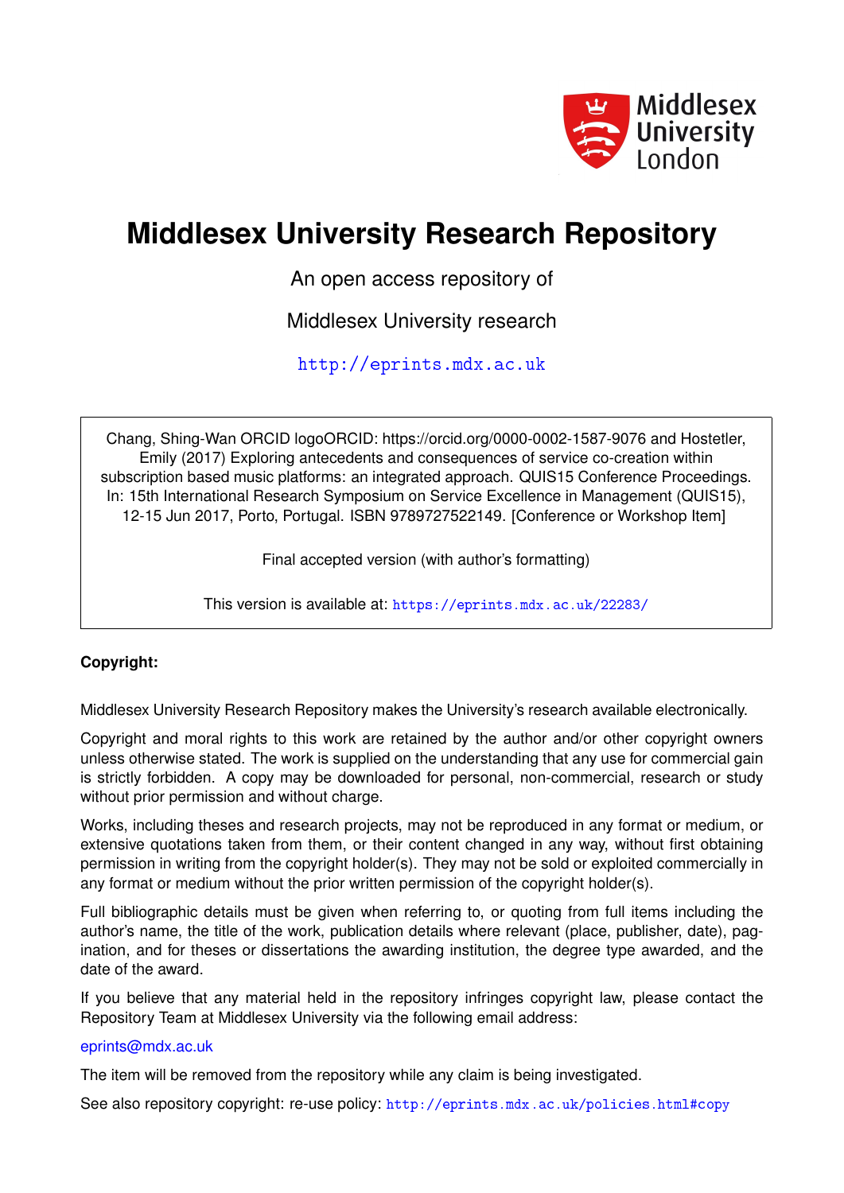Middlesex University London

# Middlesex University Research Repository

An open access repository of

Middlesex University research

http://eprints.mdx.ac.uk

Chang, Shing-Wan ORCID logoORCID: https://orcid.org/0000-0002-1587-9076 and Hostetler, Emily (2017) Exploring antecedents and consequences of service co-creation within subscription based music platforms: an integrated approach. QUIS15 Conference Proceedings. In: 15th International Research Symposium on Service Excellence in Management (QUIS15), 12-15 Jun 2017, Porto, Portugal. ISBN 9789727522149. [Conference or Workshop Item]

Final accepted version (with author's formatting)

This version is available at: https://eprints.mdx.ac.uk/22283/

**Copyright:**

Middlesex University Research Repository makes the University's research available electronically.

Copyright and moral rights to this work are retained by the author and/or other copyright owners unless otherwise stated. The work is supplied on the understanding that any use for commercial gain is strictly forbidden. A copy may be downloaded for personal, non-commercial, research or study without prior permission and without charge.

Works, including theses and research projects, may not be reproduced in any format or medium, or extensive quotations taken from them, or their content changed in any way, without first obtaining permission in writing from the copyright holder(s). They may not be sold or exploited commercially in any format or medium without the prior written permission of the copyright holder(s).

Full bibliographic details must be given when referring to, or quoting from full items including the author's name, the title of the work, publication details where relevant (place, publisher, date), pagination, and for theses or dissertations the awarding institution, the degree type awarded, and the date of the award.

If you believe that any material held in the repository infringes copyright law, please contact the Repository Team at Middlesex University via the following email address:

eprints@mdx.ac.uk

The item will be removed from the repository while any claim is being investigated.

See also repository copyright: re-use policy: http://eprints.mdx.ac.uk/policies.html#copy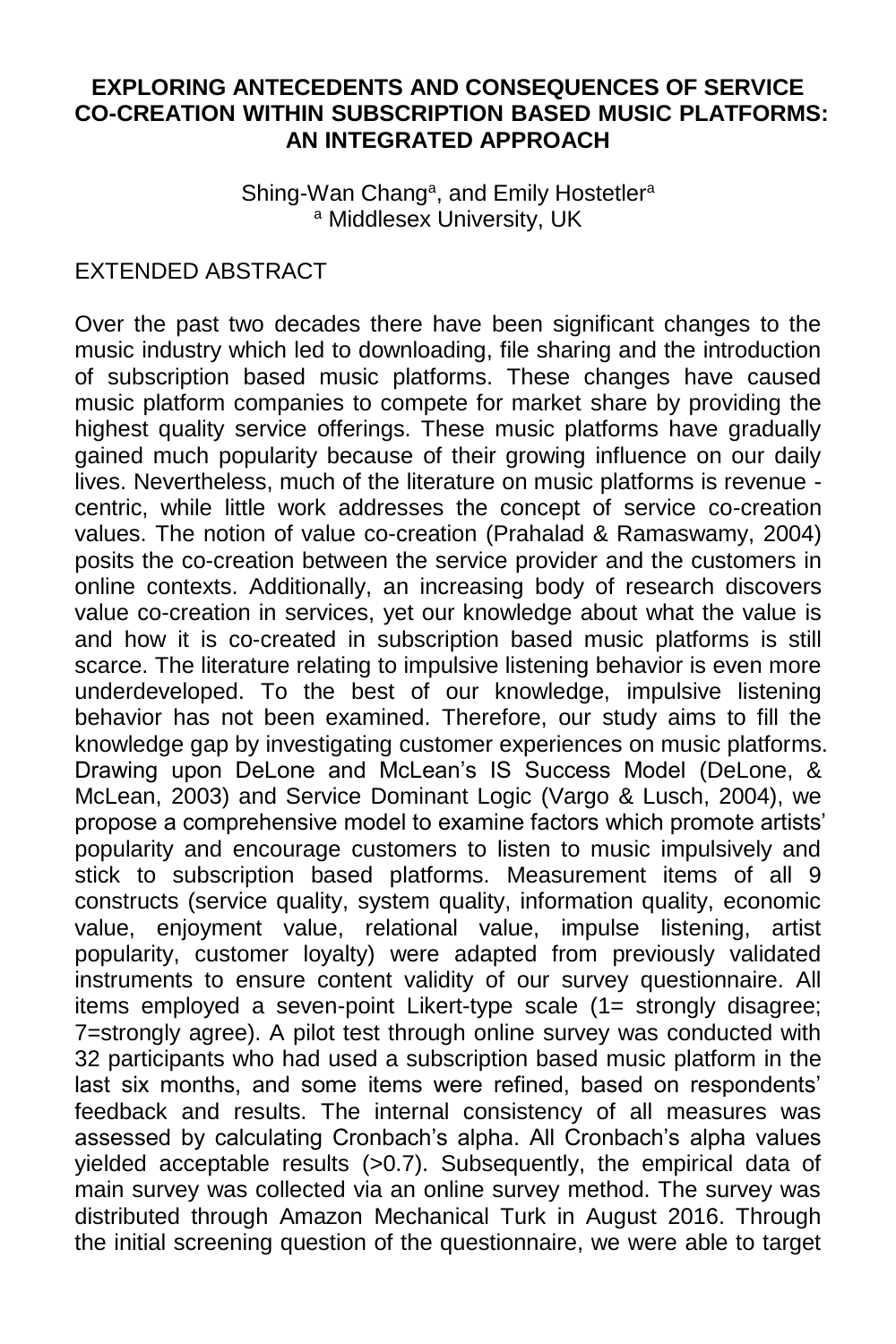**EXPLORING ANTECEDENTS AND CONSEQUENCES OF SERVICE CO-CREATION WITHIN SUBSCRIPTION BASED MUSIC PLATFORMS: AN INTEGRATED APPROACH**

Shing-Wan Chang[a], and Emily Hostetler[a]
[a] Middlesex University, UK

EXTENDED ABSTRACT

Over the past two decades there have been significant changes to the music industry which led to downloading, file sharing and the introduction of subscription based music platforms. These changes have caused music platform companies to compete for market share by providing the highest quality service offerings. These music platforms have gradually gained much popularity because of their growing influence on our daily lives. Nevertheless, much of the literature on music platforms is revenue - centric, while little work addresses the concept of service co-creation values. The notion of value co-creation (Prahalad & Ramaswamy, 2004) posits the co-creation between the service provider and the customers in online contexts. Additionally, an increasing body of research discovers value co-creation in services, yet our knowledge about what the value is and how it is co-created in subscription based music platforms is still scarce. The literature relating to impulsive listening behavior is even more underdeveloped. To the best of our knowledge, impulsive listening behavior has not been examined. Therefore, our study aims to fill the knowledge gap by investigating customer experiences on music platforms. Drawing upon DeLone and McLean's IS Success Model (DeLone, & McLean, 2003) and Service Dominant Logic (Vargo & Lusch, 2004), we propose a comprehensive model to examine factors which promote artists' popularity and encourage customers to listen to music impulsively and stick to subscription based platforms. Measurement items of all 9 constructs (service quality, system quality, information quality, economic value, enjoyment value, relational value, impulse listening, artist popularity, customer loyalty) were adapted from previously validated instruments to ensure content validity of our survey questionnaire. All items employed a seven-point Likert-type scale (1= strongly disagree; 7=strongly agree). A pilot test through online survey was conducted with 32 participants who had used a subscription based music platform in the last six months, and some items were refined, based on respondents' feedback and results. The internal consistency of all measures was assessed by calculating Cronbach's alpha. All Cronbach's alpha values yielded acceptable results (>0.7). Subsequently, the empirical data of main survey was collected via an online survey method. The survey was distributed through Amazon Mechanical Turk in August 2016. Through the initial screening question of the questionnaire, we were able to target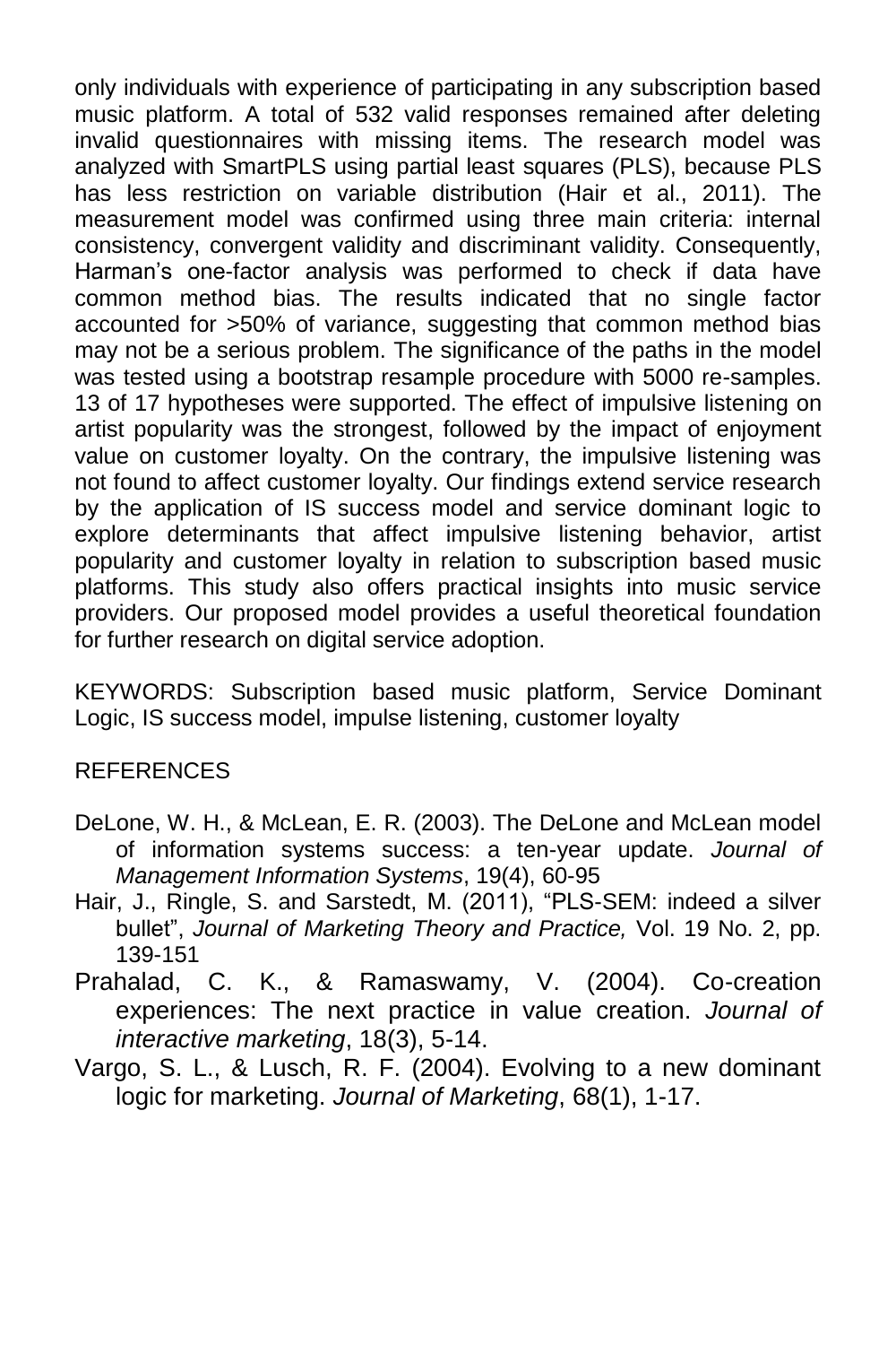only individuals with experience of participating in any subscription based music platform. A total of 532 valid responses remained after deleting invalid questionnaires with missing items. The research model was analyzed with SmartPLS using partial least squares (PLS), because PLS has less restriction on variable distribution (Hair et al., 2011). The measurement model was confirmed using three main criteria: internal consistency, convergent validity and discriminant validity. Consequently, Harman's one-factor analysis was performed to check if data have common method bias. The results indicated that no single factor accounted for >50% of variance, suggesting that common method bias may not be a serious problem. The significance of the paths in the model was tested using a bootstrap resample procedure with 5000 re-samples. 13 of 17 hypotheses were supported. The effect of impulsive listening on artist popularity was the strongest, followed by the impact of enjoyment value on customer loyalty. On the contrary, the impulsive listening was not found to affect customer loyalty. Our findings extend service research by the application of IS success model and service dominant logic to explore determinants that affect impulsive listening behavior, artist popularity and customer loyalty in relation to subscription based music platforms. This study also offers practical insights into music service providers. Our proposed model provides a useful theoretical foundation for further research on digital service adoption.

KEYWORDS: Subscription based music platform, Service Dominant Logic, IS success model, impulse listening, customer loyalty

REFERENCES

- DeLone, W. H., & McLean, E. R. (2003). The DeLone and McLean model of information systems success: a ten-year update. *Journal of Management Information Systems*, 19(4), 60-95
- Hair, J., Ringle, S. and Sarstedt, M. (2011), "PLS-SEM: indeed a silver bullet", *Journal of Marketing Theory and Practice,* Vol. 19 No. 2, pp. 139-151
- Prahalad, C. K., & Ramaswamy, V. (2004). Co-creation experiences: The next practice in value creation. *Journal of interactive marketing*, 18(3), 5-14.
- Vargo, S. L., & Lusch, R. F. (2004). Evolving to a new dominant logic for marketing. *Journal of Marketing*, 68(1), 1-17.